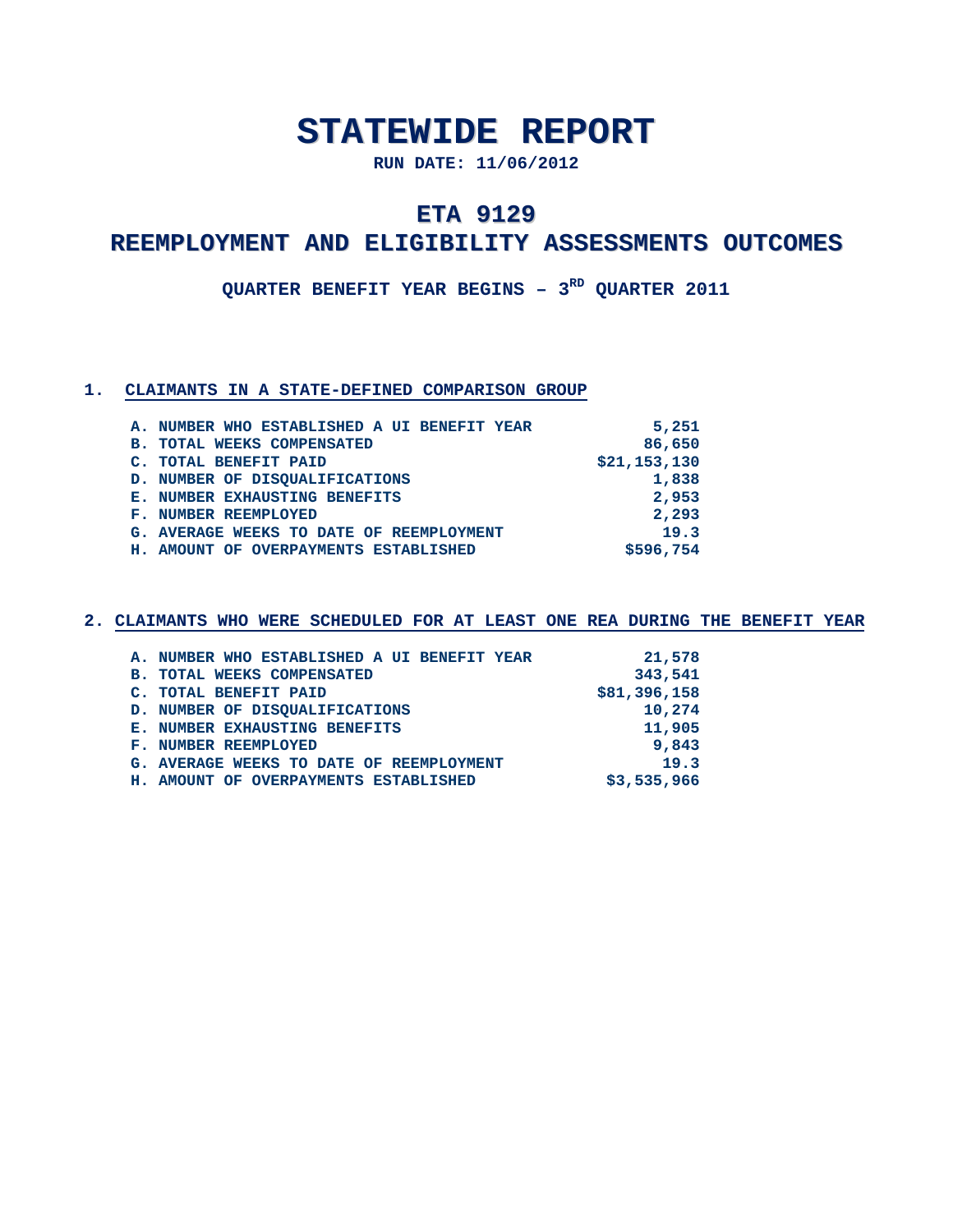# STATEWIDE REPORT

**RUN DATE: 11/06/2012**

## ETA 9129

## REEMPLOYMENT AND ELIGIBILITY ASSESSMENTS OUTCOMES

**QUARTER BENEFIT YEAR BEGINS – 3RD QUARTER 2011**

### 1. CLAIMANTS IN A STATE-DEFINED COMPARISON GROUP

| | |
|---|---:|
| A. NUMBER WHO ESTABLISHED A UI BENEFIT YEAR | 5,251 |
| B. TOTAL WEEKS COMPENSATED | 86,650 |
| C. TOTAL BENEFIT PAID | $21,153,130 |
| D. NUMBER OF DISQUALIFICATIONS | 1,838 |
| E. NUMBER EXHAUSTING BENEFITS | 2,953 |
| F. NUMBER REEMPLOYED | 2,293 |
| G. AVERAGE WEEKS TO DATE OF REEMPLOYMENT | 19.3 |
| H. AMOUNT OF OVERPAYMENTS ESTABLISHED | $596,754 |

### 2. CLAIMANTS WHO WERE SCHEDULED FOR AT LEAST ONE REA DURING THE BENEFIT YEAR

| | |
|---|---:|
| A. NUMBER WHO ESTABLISHED A UI BENEFIT YEAR | 21,578 |
| B. TOTAL WEEKS COMPENSATED | 343,541 |
| C. TOTAL BENEFIT PAID | $81,396,158 |
| D. NUMBER OF DISQUALIFICATIONS | 10,274 |
| E. NUMBER EXHAUSTING BENEFITS | 11,905 |
| F. NUMBER REEMPLOYED | 9,843 |
| G. AVERAGE WEEKS TO DATE OF REEMPLOYMENT | 19.3 |
| H. AMOUNT OF OVERPAYMENTS ESTABLISHED | $3,535,966 |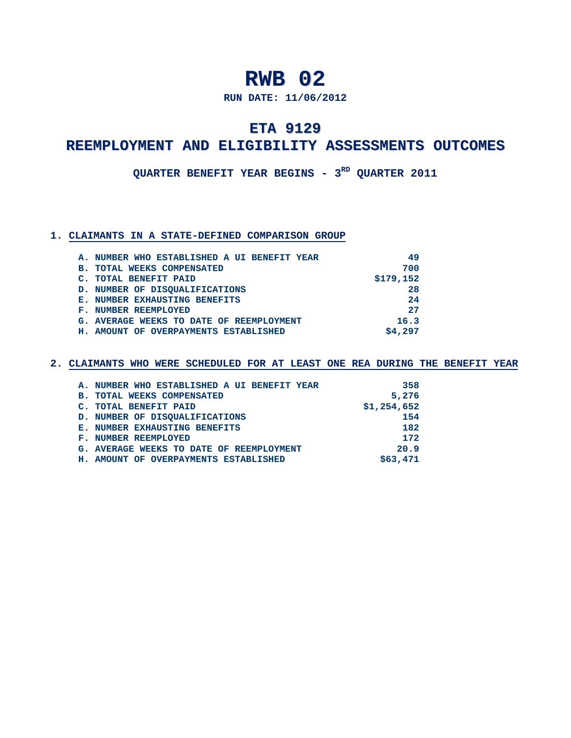# RWB 02

**RUN DATE: 11/06/2012**

## ETA 9129

## REEMPLOYMENT AND ELIGIBILITY ASSESSMENTS OUTCOMES

**QUARTER BENEFIT YEAR BEGINS - 3[RD] QUARTER 2011**

### 1. CLAIMANTS IN A STATE-DEFINED COMPARISON GROUP

| | |
|---|---|
| A. NUMBER WHO ESTABLISHED A UI BENEFIT YEAR | 49 |
| B. TOTAL WEEKS COMPENSATED | 700 |
| C. TOTAL BENEFIT PAID | $179,152 |
| D. NUMBER OF DISQUALIFICATIONS | 28 |
| E. NUMBER EXHAUSTING BENEFITS | 24 |
| F. NUMBER REEMPLOYED | 27 |
| G. AVERAGE WEEKS TO DATE OF REEMPLOYMENT | 16.3 |
| H. AMOUNT OF OVERPAYMENTS ESTABLISHED | $4,297 |

### 2. CLAIMANTS WHO WERE SCHEDULED FOR AT LEAST ONE REA DURING THE BENEFIT YEAR

| | |
|---|---|
| A. NUMBER WHO ESTABLISHED A UI BENEFIT YEAR | 358 |
| B. TOTAL WEEKS COMPENSATED | 5,276 |
| C. TOTAL BENEFIT PAID | $1,254,652 |
| D. NUMBER OF DISQUALIFICATIONS | 154 |
| E. NUMBER EXHAUSTING BENEFITS | 182 |
| F. NUMBER REEMPLOYED | 172 |
| G. AVERAGE WEEKS TO DATE OF REEMPLOYMENT | 20.9 |
| H. AMOUNT OF OVERPAYMENTS ESTABLISHED | $63,471 |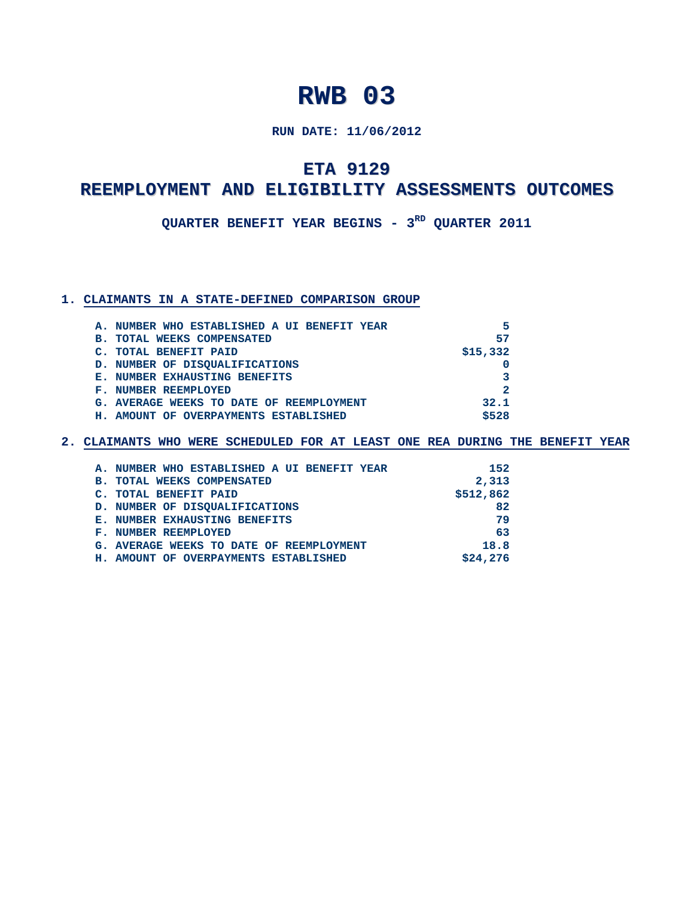# RWB 03

**RUN DATE: 11/06/2012**

## ETA 9129

## REEMPLOYMENT AND ELIGIBILITY ASSESSMENTS OUTCOMES

### QUARTER BENEFIT YEAR BEGINS - 3RD QUARTER 2011

**1. CLAIMANTS IN A STATE-DEFINED COMPARISON GROUP**

| | |
|---|---:|
| A. NUMBER WHO ESTABLISHED A UI BENEFIT YEAR | 5 |
| B. TOTAL WEEKS COMPENSATED | 57 |
| C. TOTAL BENEFIT PAID | $15,332 |
| D. NUMBER OF DISQUALIFICATIONS | 0 |
| E. NUMBER EXHAUSTING BENEFITS | 3 |
| F. NUMBER REEMPLOYED | 2 |
| G. AVERAGE WEEKS TO DATE OF REEMPLOYMENT | 32.1 |
| H. AMOUNT OF OVERPAYMENTS ESTABLISHED | $528 |

**2. CLAIMANTS WHO WERE SCHEDULED FOR AT LEAST ONE REA DURING THE BENEFIT YEAR**

| | |
|---|---:|
| A. NUMBER WHO ESTABLISHED A UI BENEFIT YEAR | 152 |
| B. TOTAL WEEKS COMPENSATED | 2,313 |
| C. TOTAL BENEFIT PAID | $512,862 |
| D. NUMBER OF DISQUALIFICATIONS | 82 |
| E. NUMBER EXHAUSTING BENEFITS | 79 |
| F. NUMBER REEMPLOYED | 63 |
| G. AVERAGE WEEKS TO DATE OF REEMPLOYMENT | 18.8 |
| H. AMOUNT OF OVERPAYMENTS ESTABLISHED | $24,276 |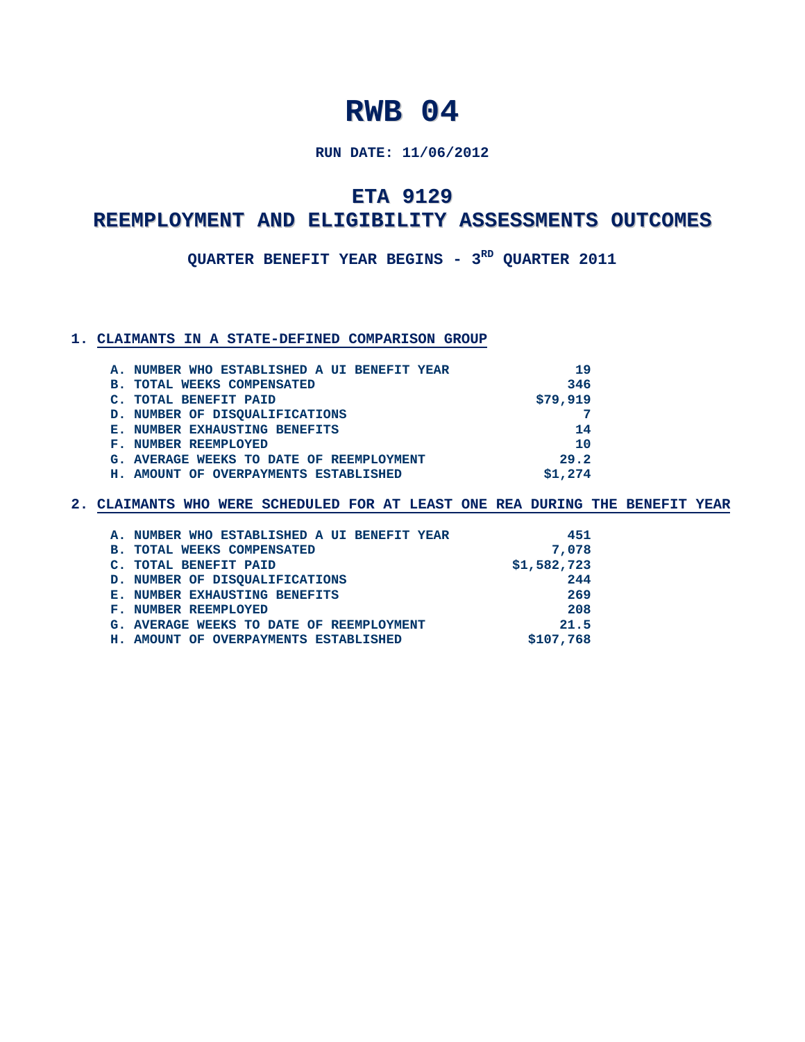# RWB 04

**RUN DATE: 11/06/2012**

## ETA 9129
## REEMPLOYMENT AND ELIGIBILITY ASSESSMENTS OUTCOMES

**QUARTER BENEFIT YEAR BEGINS - 3RD QUARTER 2011**

### 1. CLAIMANTS IN A STATE-DEFINED COMPARISON GROUP

| | |
|---|---|
| A. NUMBER WHO ESTABLISHED A UI BENEFIT YEAR | 19 |
| B. TOTAL WEEKS COMPENSATED | 346 |
| C. TOTAL BENEFIT PAID | $79,919 |
| D. NUMBER OF DISQUALIFICATIONS | 7 |
| E. NUMBER EXHAUSTING BENEFITS | 14 |
| F. NUMBER REEMPLOYED | 10 |
| G. AVERAGE WEEKS TO DATE OF REEMPLOYMENT | 29.2 |
| H. AMOUNT OF OVERPAYMENTS ESTABLISHED | $1,274 |

### 2. CLAIMANTS WHO WERE SCHEDULED FOR AT LEAST ONE REA DURING THE BENEFIT YEAR

| | |
|---|---|
| A. NUMBER WHO ESTABLISHED A UI BENEFIT YEAR | 451 |
| B. TOTAL WEEKS COMPENSATED | 7,078 |
| C. TOTAL BENEFIT PAID | $1,582,723 |
| D. NUMBER OF DISQUALIFICATIONS | 244 |
| E. NUMBER EXHAUSTING BENEFITS | 269 |
| F. NUMBER REEMPLOYED | 208 |
| G. AVERAGE WEEKS TO DATE OF REEMPLOYMENT | 21.5 |
| H. AMOUNT OF OVERPAYMENTS ESTABLISHED | $107,768 |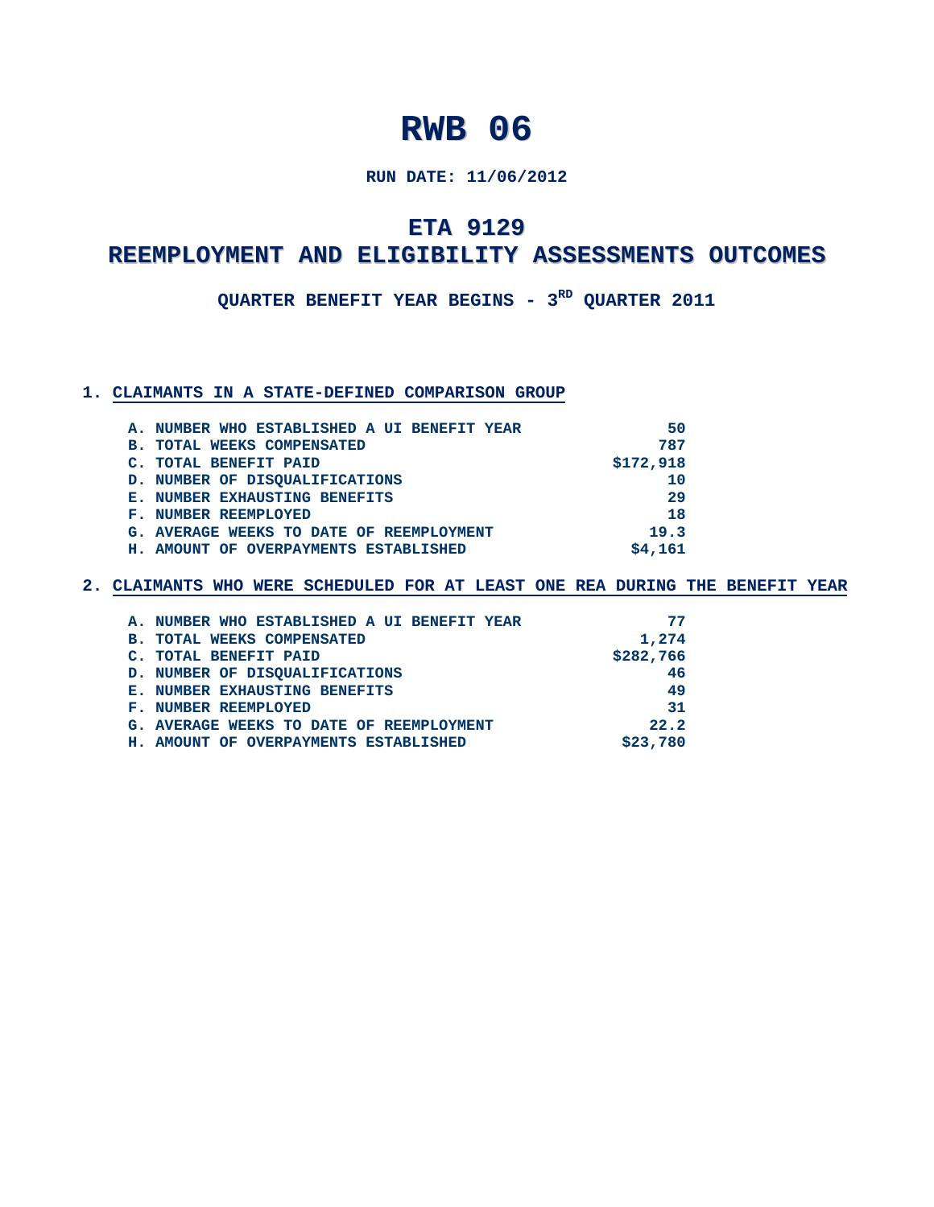# RWB 06

**RUN DATE: 11/06/2012**

## ETA 9129
## REEMPLOYMENT AND ELIGIBILITY ASSESSMENTS OUTCOMES

**QUARTER BENEFIT YEAR BEGINS - 3RD QUARTER 2011**

### 1. CLAIMANTS IN A STATE-DEFINED COMPARISON GROUP

| | |
|---|---|
| A. NUMBER WHO ESTABLISHED A UI BENEFIT YEAR | 50 |
| B. TOTAL WEEKS COMPENSATED | 787 |
| C. TOTAL BENEFIT PAID | $172,918 |
| D. NUMBER OF DISQUALIFICATIONS | 10 |
| E. NUMBER EXHAUSTING BENEFITS | 29 |
| F. NUMBER REEMPLOYED | 18 |
| G. AVERAGE WEEKS TO DATE OF REEMPLOYMENT | 19.3 |
| H. AMOUNT OF OVERPAYMENTS ESTABLISHED | $4,161 |

### 2. CLAIMANTS WHO WERE SCHEDULED FOR AT LEAST ONE REA DURING THE BENEFIT YEAR

| | |
|---|---|
| A. NUMBER WHO ESTABLISHED A UI BENEFIT YEAR | 77 |
| B. TOTAL WEEKS COMPENSATED | 1,274 |
| C. TOTAL BENEFIT PAID | $282,766 |
| D. NUMBER OF DISQUALIFICATIONS | 46 |
| E. NUMBER EXHAUSTING BENEFITS | 49 |
| F. NUMBER REEMPLOYED | 31 |
| G. AVERAGE WEEKS TO DATE OF REEMPLOYMENT | 22.2 |
| H. AMOUNT OF OVERPAYMENTS ESTABLISHED | $23,780 |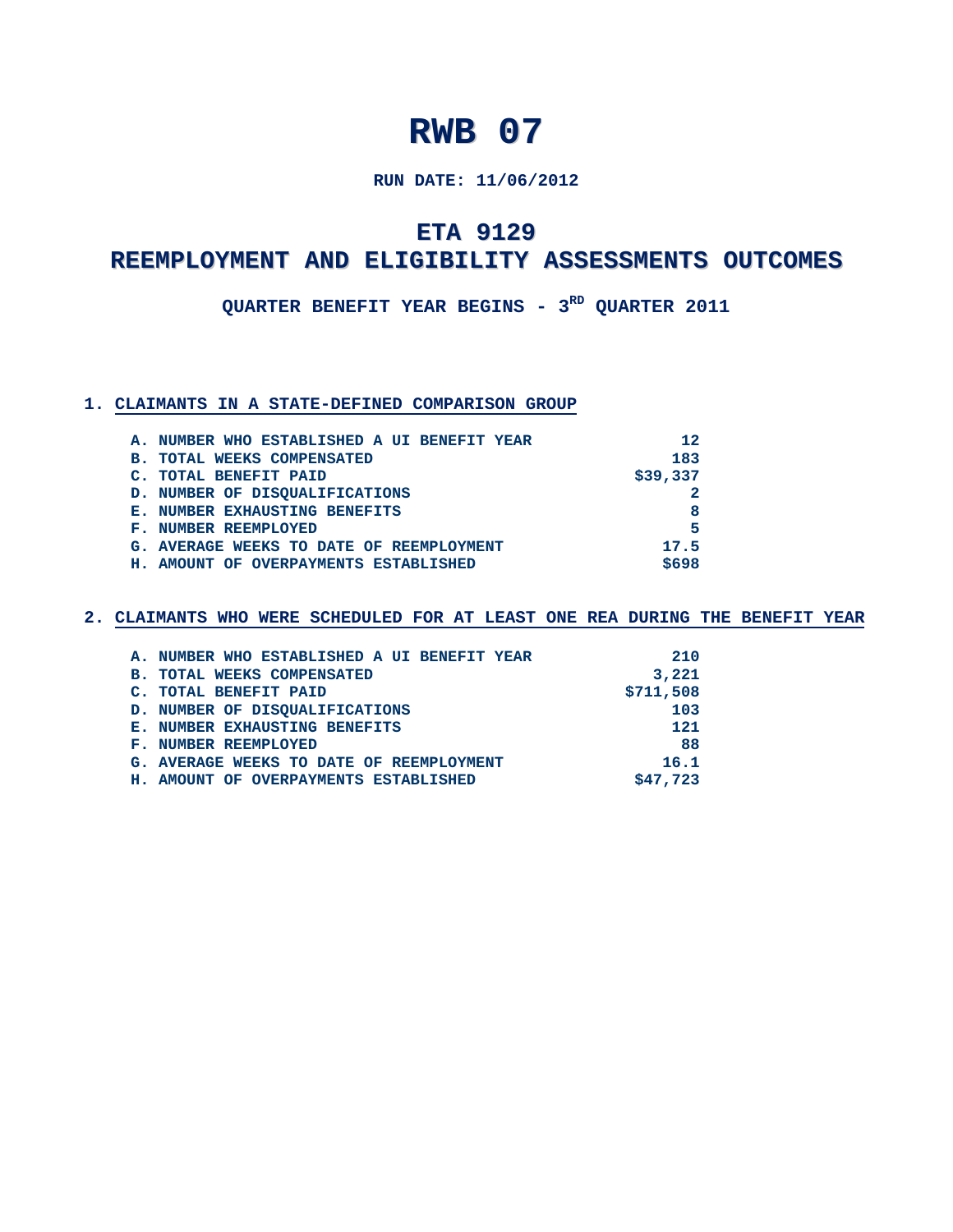# RWB 07

**RUN DATE: 11/06/2012**

## ETA 9129

## REEMPLOYMENT AND ELIGIBILITY ASSESSMENTS OUTCOMES

**QUARTER BENEFIT YEAR BEGINS - 3RD QUARTER 2011**

### 1. CLAIMANTS IN A STATE-DEFINED COMPARISON GROUP

| | |
|---|---|
| A. NUMBER WHO ESTABLISHED A UI BENEFIT YEAR | 12 |
| B. TOTAL WEEKS COMPENSATED | 183 |
| C. TOTAL BENEFIT PAID | $39,337 |
| D. NUMBER OF DISQUALIFICATIONS | 2 |
| E. NUMBER EXHAUSTING BENEFITS | 8 |
| F. NUMBER REEMPLOYED | 5 |
| G. AVERAGE WEEKS TO DATE OF REEMPLOYMENT | 17.5 |
| H. AMOUNT OF OVERPAYMENTS ESTABLISHED | $698 |

### 2. CLAIMANTS WHO WERE SCHEDULED FOR AT LEAST ONE REA DURING THE BENEFIT YEAR

| | |
|---|---|
| A. NUMBER WHO ESTABLISHED A UI BENEFIT YEAR | 210 |
| B. TOTAL WEEKS COMPENSATED | 3,221 |
| C. TOTAL BENEFIT PAID | $711,508 |
| D. NUMBER OF DISQUALIFICATIONS | 103 |
| E. NUMBER EXHAUSTING BENEFITS | 121 |
| F. NUMBER REEMPLOYED | 88 |
| G. AVERAGE WEEKS TO DATE OF REEMPLOYMENT | 16.1 |
| H. AMOUNT OF OVERPAYMENTS ESTABLISHED | $47,723 |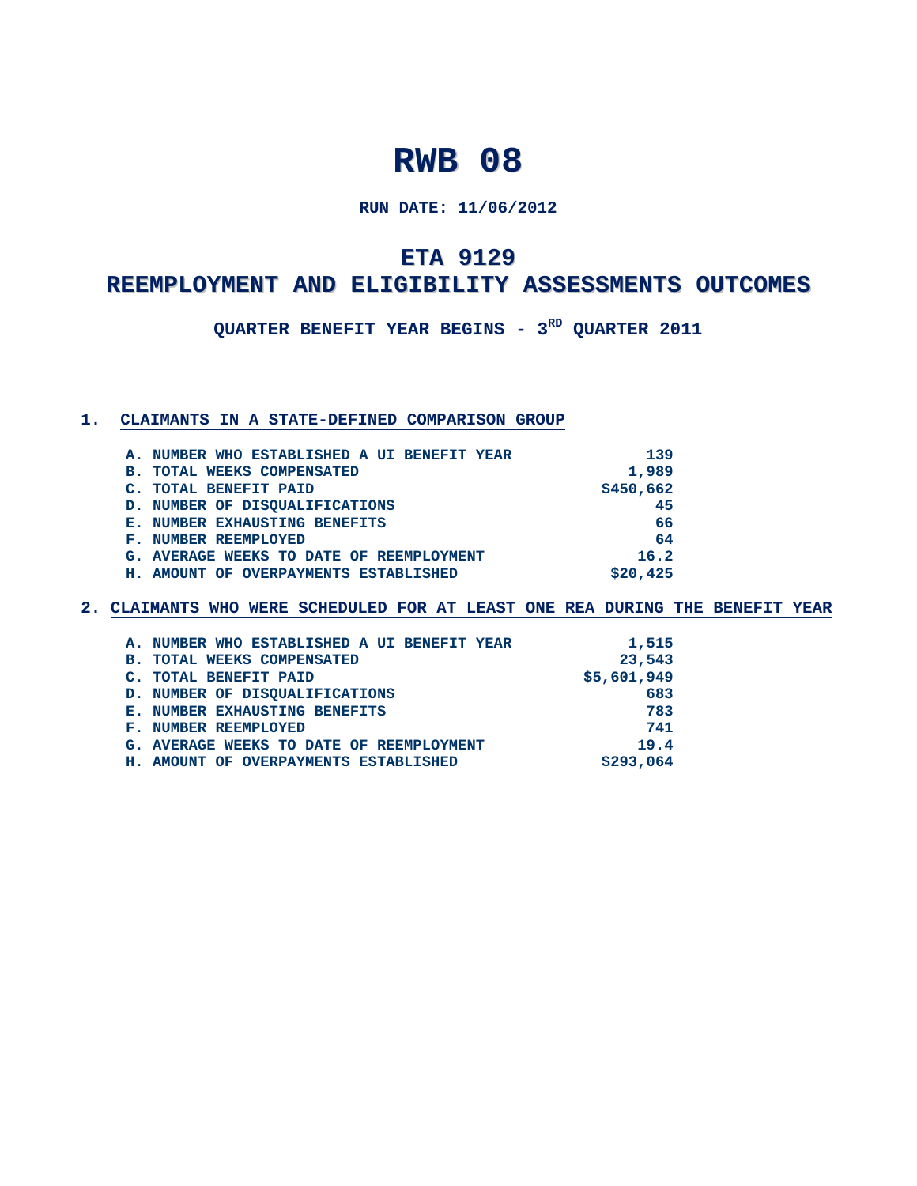# RWB 08

**RUN DATE: 11/06/2012**

## ETA 9129

## REEMPLOYMENT AND ELIGIBILITY ASSESSMENTS OUTCOMES

**QUARTER BENEFIT YEAR BEGINS - 3RD QUARTER 2011**

### 1. CLAIMANTS IN A STATE-DEFINED COMPARISON GROUP

| | |
|---|---|
| A. NUMBER WHO ESTABLISHED A UI BENEFIT YEAR | 139 |
| B. TOTAL WEEKS COMPENSATED | 1,989 |
| C. TOTAL BENEFIT PAID | $450,662 |
| D. NUMBER OF DISQUALIFICATIONS | 45 |
| E. NUMBER EXHAUSTING BENEFITS | 66 |
| F. NUMBER REEMPLOYED | 64 |
| G. AVERAGE WEEKS TO DATE OF REEMPLOYMENT | 16.2 |
| H. AMOUNT OF OVERPAYMENTS ESTABLISHED | $20,425 |

### 2. CLAIMANTS WHO WERE SCHEDULED FOR AT LEAST ONE REA DURING THE BENEFIT YEAR

| | |
|---|---|
| A. NUMBER WHO ESTABLISHED A UI BENEFIT YEAR | 1,515 |
| B. TOTAL WEEKS COMPENSATED | 23,543 |
| C. TOTAL BENEFIT PAID | $5,601,949 |
| D. NUMBER OF DISQUALIFICATIONS | 683 |
| E. NUMBER EXHAUSTING BENEFITS | 783 |
| F. NUMBER REEMPLOYED | 741 |
| G. AVERAGE WEEKS TO DATE OF REEMPLOYMENT | 19.4 |
| H. AMOUNT OF OVERPAYMENTS ESTABLISHED | $293,064 |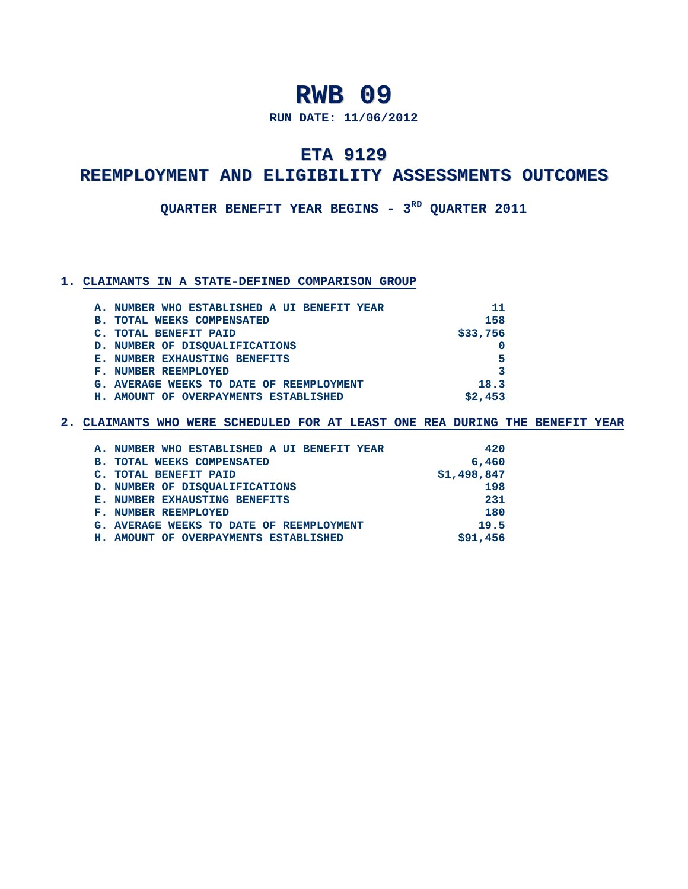# RWB 09

**RUN DATE: 11/06/2012**

## ETA 9129

## REEMPLOYMENT AND ELIGIBILITY ASSESSMENTS OUTCOMES

**QUARTER BENEFIT YEAR BEGINS - 3RD QUARTER 2011**

### 1. CLAIMANTS IN A STATE-DEFINED COMPARISON GROUP

| | |
|---|---|
| A. NUMBER WHO ESTABLISHED A UI BENEFIT YEAR | 11 |
| B. TOTAL WEEKS COMPENSATED | 158 |
| C. TOTAL BENEFIT PAID | $33,756 |
| D. NUMBER OF DISQUALIFICATIONS | 0 |
| E. NUMBER EXHAUSTING BENEFITS | 5 |
| F. NUMBER REEMPLOYED | 3 |
| G. AVERAGE WEEKS TO DATE OF REEMPLOYMENT | 18.3 |
| H. AMOUNT OF OVERPAYMENTS ESTABLISHED | $2,453 |

### 2. CLAIMANTS WHO WERE SCHEDULED FOR AT LEAST ONE REA DURING THE BENEFIT YEAR

| | |
|---|---|
| A. NUMBER WHO ESTABLISHED A UI BENEFIT YEAR | 420 |
| B. TOTAL WEEKS COMPENSATED | 6,460 |
| C. TOTAL BENEFIT PAID | $1,498,847 |
| D. NUMBER OF DISQUALIFICATIONS | 198 |
| E. NUMBER EXHAUSTING BENEFITS | 231 |
| F. NUMBER REEMPLOYED | 180 |
| G. AVERAGE WEEKS TO DATE OF REEMPLOYMENT | 19.5 |
| H. AMOUNT OF OVERPAYMENTS ESTABLISHED | $91,456 |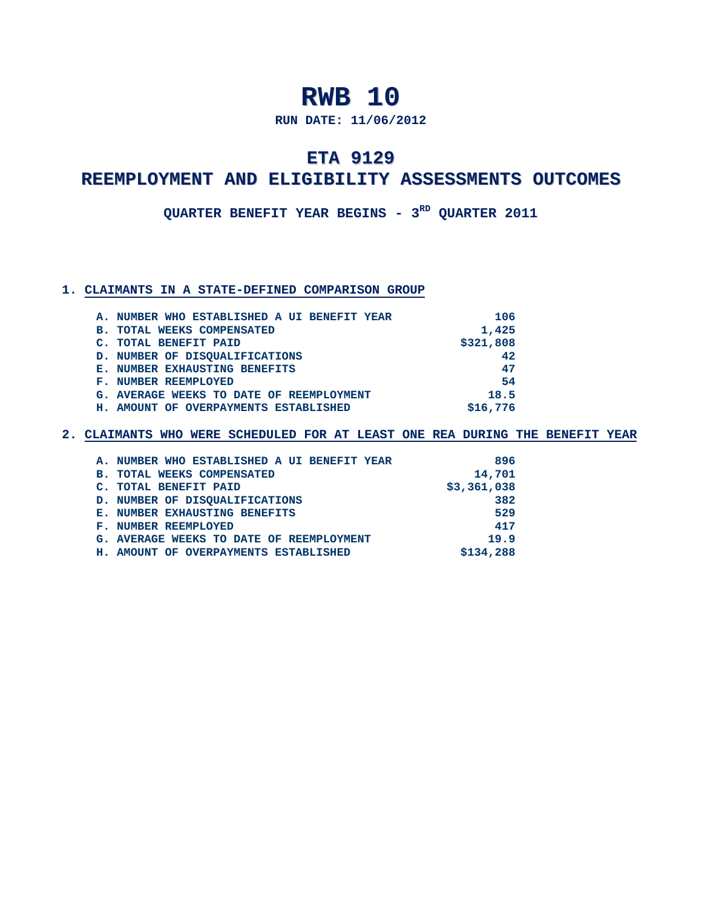# RWB 10

**RUN DATE: 11/06/2012**

## ETA 9129

## REEMPLOYMENT AND ELIGIBILITY ASSESSMENTS OUTCOMES

**QUARTER BENEFIT YEAR BEGINS - 3RD QUARTER 2011**

### 1. CLAIMANTS IN A STATE-DEFINED COMPARISON GROUP

| | |
|---|---|
| A. NUMBER WHO ESTABLISHED A UI BENEFIT YEAR | 106 |
| B. TOTAL WEEKS COMPENSATED | 1,425 |
| C. TOTAL BENEFIT PAID | $321,808 |
| D. NUMBER OF DISQUALIFICATIONS | 42 |
| E. NUMBER EXHAUSTING BENEFITS | 47 |
| F. NUMBER REEMPLOYED | 54 |
| G. AVERAGE WEEKS TO DATE OF REEMPLOYMENT | 18.5 |
| H. AMOUNT OF OVERPAYMENTS ESTABLISHED | $16,776 |

### 2. CLAIMANTS WHO WERE SCHEDULED FOR AT LEAST ONE REA DURING THE BENEFIT YEAR

| | |
|---|---|
| A. NUMBER WHO ESTABLISHED A UI BENEFIT YEAR | 896 |
| B. TOTAL WEEKS COMPENSATED | 14,701 |
| C. TOTAL BENEFIT PAID | $3,361,038 |
| D. NUMBER OF DISQUALIFICATIONS | 382 |
| E. NUMBER EXHAUSTING BENEFITS | 529 |
| F. NUMBER REEMPLOYED | 417 |
| G. AVERAGE WEEKS TO DATE OF REEMPLOYMENT | 19.9 |
| H. AMOUNT OF OVERPAYMENTS ESTABLISHED | $134,288 |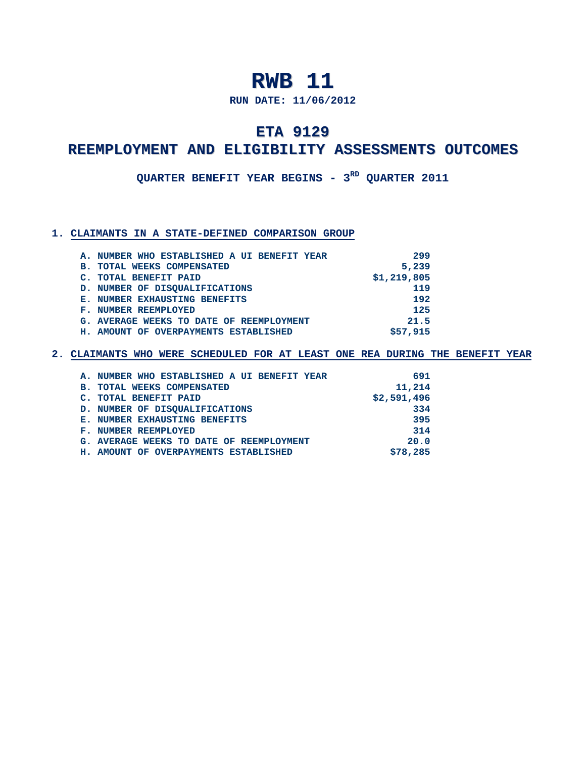# RWB 11

**RUN DATE: 11/06/2012**

## ETA 9129

## REEMPLOYMENT AND ELIGIBILITY ASSESSMENTS OUTCOMES

**QUARTER BENEFIT YEAR BEGINS - 3RD QUARTER 2011**

### 1. CLAIMANTS IN A STATE-DEFINED COMPARISON GROUP

| | |
|---|---|
| A. NUMBER WHO ESTABLISHED A UI BENEFIT YEAR | 299 |
| B. TOTAL WEEKS COMPENSATED | 5,239 |
| C. TOTAL BENEFIT PAID | $1,219,805 |
| D. NUMBER OF DISQUALIFICATIONS | 119 |
| E. NUMBER EXHAUSTING BENEFITS | 192 |
| F. NUMBER REEMPLOYED | 125 |
| G. AVERAGE WEEKS TO DATE OF REEMPLOYMENT | 21.5 |
| H. AMOUNT OF OVERPAYMENTS ESTABLISHED | $57,915 |

### 2. CLAIMANTS WHO WERE SCHEDULED FOR AT LEAST ONE REA DURING THE BENEFIT YEAR

| | |
|---|---|
| A. NUMBER WHO ESTABLISHED A UI BENEFIT YEAR | 691 |
| B. TOTAL WEEKS COMPENSATED | 11,214 |
| C. TOTAL BENEFIT PAID | $2,591,496 |
| D. NUMBER OF DISQUALIFICATIONS | 334 |
| E. NUMBER EXHAUSTING BENEFITS | 395 |
| F. NUMBER REEMPLOYED | 314 |
| G. AVERAGE WEEKS TO DATE OF REEMPLOYMENT | 20.0 |
| H. AMOUNT OF OVERPAYMENTS ESTABLISHED | $78,285 |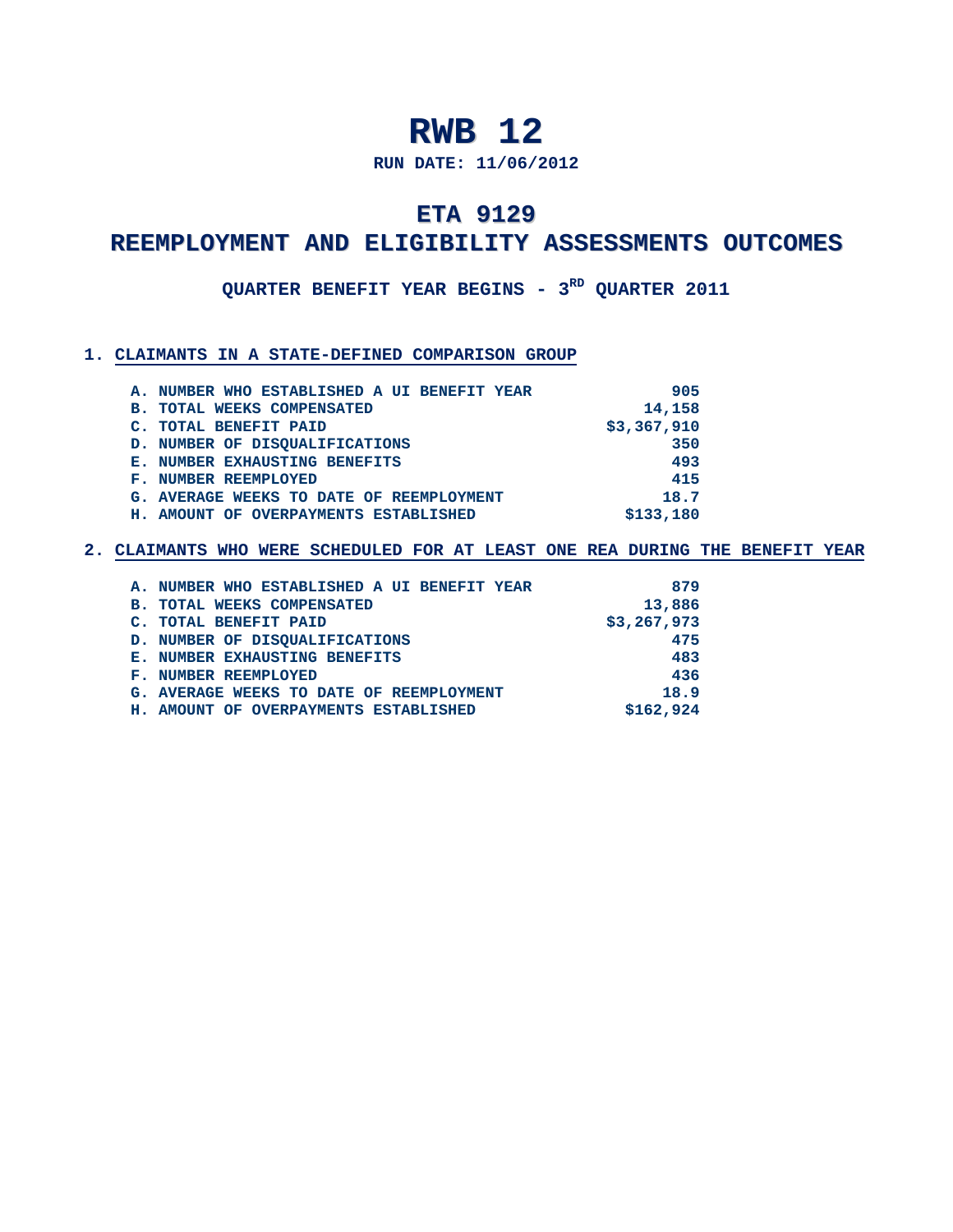# RWB 12

**RUN DATE: 11/06/2012**

## ETA 9129

## REEMPLOYMENT AND ELIGIBILITY ASSESSMENTS OUTCOMES

### QUARTER BENEFIT YEAR BEGINS - 3RD QUARTER 2011

**1. CLAIMANTS IN A STATE-DEFINED COMPARISON GROUP**

| | |
|---|---|
| A. NUMBER WHO ESTABLISHED A UI BENEFIT YEAR | 905 |
| B. TOTAL WEEKS COMPENSATED | 14,158 |
| C. TOTAL BENEFIT PAID | $3,367,910 |
| D. NUMBER OF DISQUALIFICATIONS | 350 |
| E. NUMBER EXHAUSTING BENEFITS | 493 |
| F. NUMBER REEMPLOYED | 415 |
| G. AVERAGE WEEKS TO DATE OF REEMPLOYMENT | 18.7 |
| H. AMOUNT OF OVERPAYMENTS ESTABLISHED | $133,180 |

**2. CLAIMANTS WHO WERE SCHEDULED FOR AT LEAST ONE REA DURING THE BENEFIT YEAR**

| | |
|---|---|
| A. NUMBER WHO ESTABLISHED A UI BENEFIT YEAR | 879 |
| B. TOTAL WEEKS COMPENSATED | 13,886 |
| C. TOTAL BENEFIT PAID | $3,267,973 |
| D. NUMBER OF DISQUALIFICATIONS | 475 |
| E. NUMBER EXHAUSTING BENEFITS | 483 |
| F. NUMBER REEMPLOYED | 436 |
| G. AVERAGE WEEKS TO DATE OF REEMPLOYMENT | 18.9 |
| H. AMOUNT OF OVERPAYMENTS ESTABLISHED | $162,924 |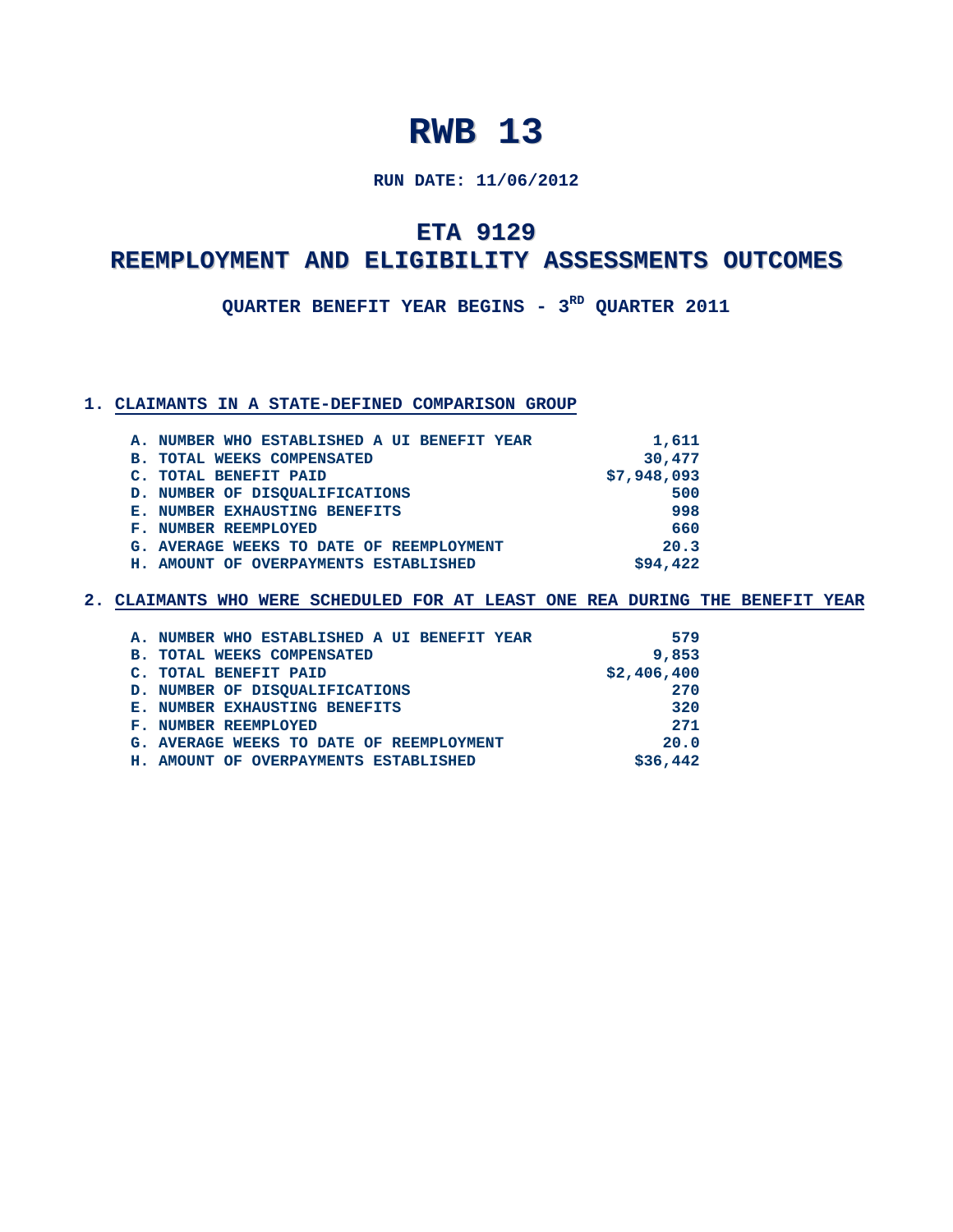# RWB 13

**RUN DATE: 11/06/2012**

## ETA 9129

## REEMPLOYMENT AND ELIGIBILITY ASSESSMENTS OUTCOMES

**QUARTER BENEFIT YEAR BEGINS - 3RD QUARTER 2011**

### 1. CLAIMANTS IN A STATE-DEFINED COMPARISON GROUP

| | |
|---|---|
| A. NUMBER WHO ESTABLISHED A UI BENEFIT YEAR | 1,611 |
| B. TOTAL WEEKS COMPENSATED | 30,477 |
| C. TOTAL BENEFIT PAID | $7,948,093 |
| D. NUMBER OF DISQUALIFICATIONS | 500 |
| E. NUMBER EXHAUSTING BENEFITS | 998 |
| F. NUMBER REEMPLOYED | 660 |
| G. AVERAGE WEEKS TO DATE OF REEMPLOYMENT | 20.3 |
| H. AMOUNT OF OVERPAYMENTS ESTABLISHED | $94,422 |

### 2. CLAIMANTS WHO WERE SCHEDULED FOR AT LEAST ONE REA DURING THE BENEFIT YEAR

| | |
|---|---|
| A. NUMBER WHO ESTABLISHED A UI BENEFIT YEAR | 579 |
| B. TOTAL WEEKS COMPENSATED | 9,853 |
| C. TOTAL BENEFIT PAID | $2,406,400 |
| D. NUMBER OF DISQUALIFICATIONS | 270 |
| E. NUMBER EXHAUSTING BENEFITS | 320 |
| F. NUMBER REEMPLOYED | 271 |
| G. AVERAGE WEEKS TO DATE OF REEMPLOYMENT | 20.0 |
| H. AMOUNT OF OVERPAYMENTS ESTABLISHED | $36,442 |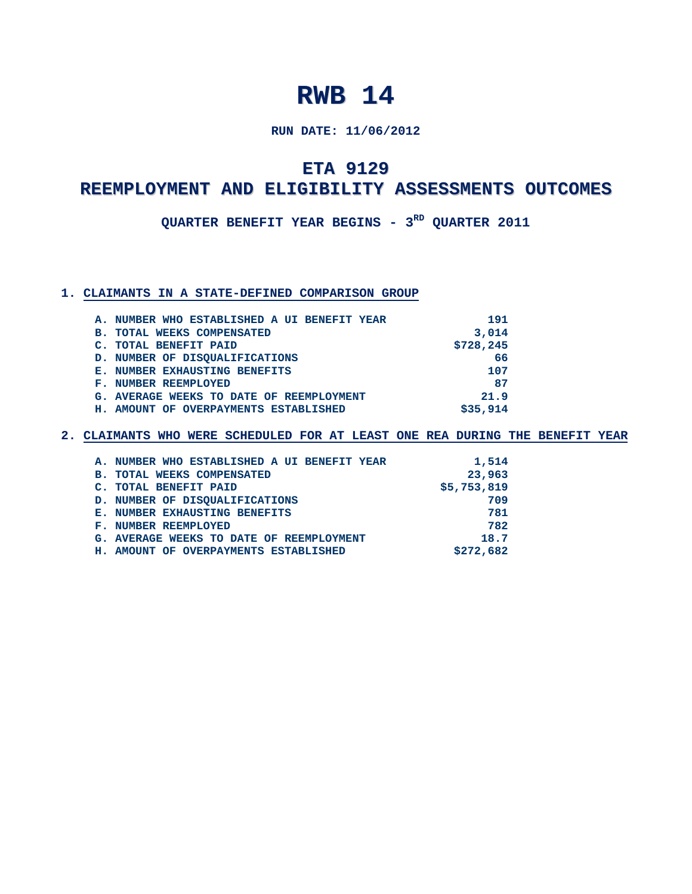# RWB 14

**RUN DATE: 11/06/2012**

## ETA 9129
## REEMPLOYMENT AND ELIGIBILITY ASSESSMENTS OUTCOMES

**QUARTER BENEFIT YEAR BEGINS - 3RD QUARTER 2011**

### 1. CLAIMANTS IN A STATE-DEFINED COMPARISON GROUP

| Item | Value |
|---|---|
| A. NUMBER WHO ESTABLISHED A UI BENEFIT YEAR | 191 |
| B. TOTAL WEEKS COMPENSATED | 3,014 |
| C. TOTAL BENEFIT PAID | $728,245 |
| D. NUMBER OF DISQUALIFICATIONS | 66 |
| E. NUMBER EXHAUSTING BENEFITS | 107 |
| F. NUMBER REEMPLOYED | 87 |
| G. AVERAGE WEEKS TO DATE OF REEMPLOYMENT | 21.9 |
| H. AMOUNT OF OVERPAYMENTS ESTABLISHED | $35,914 |

### 2. CLAIMANTS WHO WERE SCHEDULED FOR AT LEAST ONE REA DURING THE BENEFIT YEAR

| Item | Value |
|---|---|
| A. NUMBER WHO ESTABLISHED A UI BENEFIT YEAR | 1,514 |
| B. TOTAL WEEKS COMPENSATED | 23,963 |
| C. TOTAL BENEFIT PAID | $5,753,819 |
| D. NUMBER OF DISQUALIFICATIONS | 709 |
| E. NUMBER EXHAUSTING BENEFITS | 781 |
| F. NUMBER REEMPLOYED | 782 |
| G. AVERAGE WEEKS TO DATE OF REEMPLOYMENT | 18.7 |
| H. AMOUNT OF OVERPAYMENTS ESTABLISHED | $272,682 |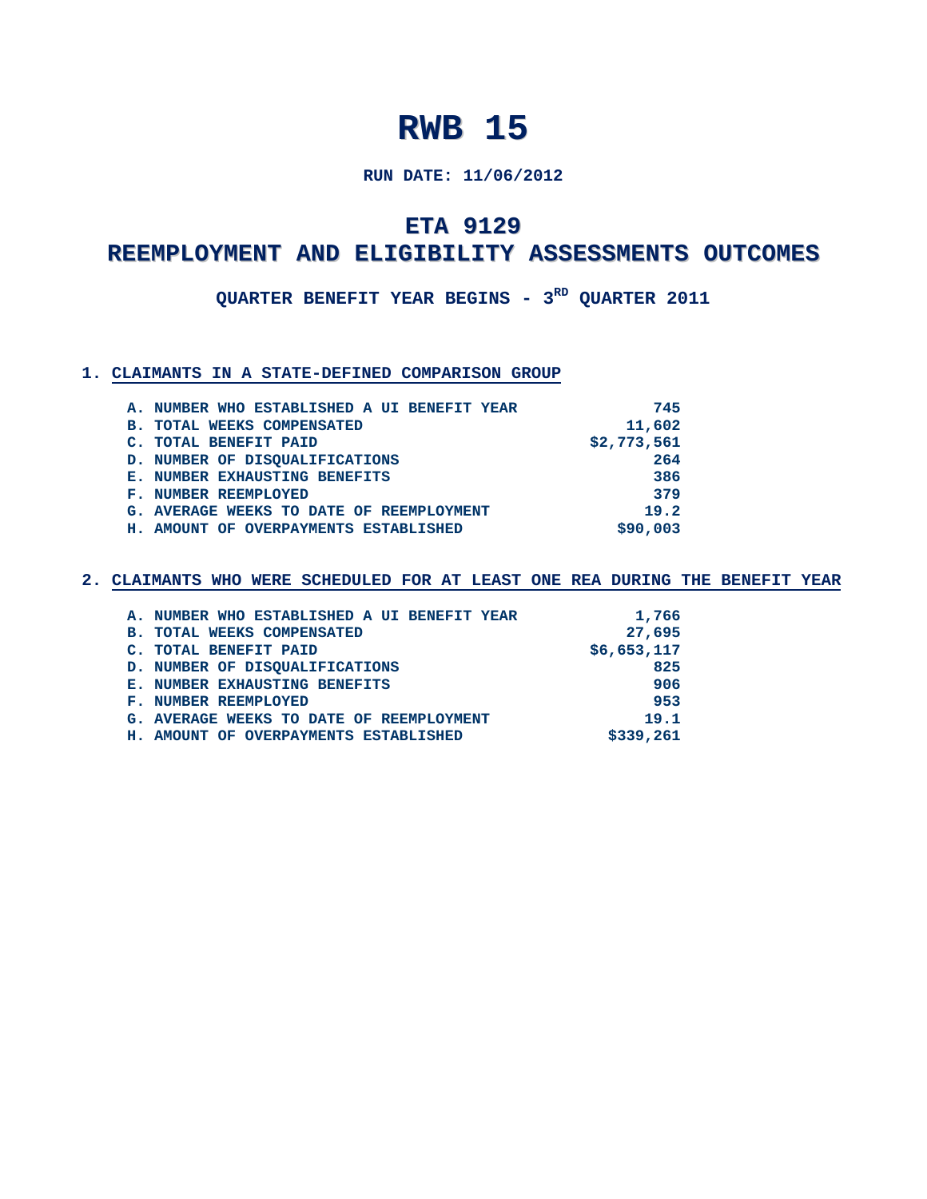# RWB 15

**RUN DATE: 11/06/2012**

## ETA 9129
## REEMPLOYMENT AND ELIGIBILITY ASSESSMENTS OUTCOMES

**QUARTER BENEFIT YEAR BEGINS - 3RD QUARTER 2011**

### 1. CLAIMANTS IN A STATE-DEFINED COMPARISON GROUP

| | |
|---|---|
| A. NUMBER WHO ESTABLISHED A UI BENEFIT YEAR | 745 |
| B. TOTAL WEEKS COMPENSATED | 11,602 |
| C. TOTAL BENEFIT PAID | $2,773,561 |
| D. NUMBER OF DISQUALIFICATIONS | 264 |
| E. NUMBER EXHAUSTING BENEFITS | 386 |
| F. NUMBER REEMPLOYED | 379 |
| G. AVERAGE WEEKS TO DATE OF REEMPLOYMENT | 19.2 |
| H. AMOUNT OF OVERPAYMENTS ESTABLISHED | $90,003 |

### 2. CLAIMANTS WHO WERE SCHEDULED FOR AT LEAST ONE REA DURING THE BENEFIT YEAR

| | |
|---|---|
| A. NUMBER WHO ESTABLISHED A UI BENEFIT YEAR | 1,766 |
| B. TOTAL WEEKS COMPENSATED | 27,695 |
| C. TOTAL BENEFIT PAID | $6,653,117 |
| D. NUMBER OF DISQUALIFICATIONS | 825 |
| E. NUMBER EXHAUSTING BENEFITS | 906 |
| F. NUMBER REEMPLOYED | 953 |
| G. AVERAGE WEEKS TO DATE OF REEMPLOYMENT | 19.1 |
| H. AMOUNT OF OVERPAYMENTS ESTABLISHED | $339,261 |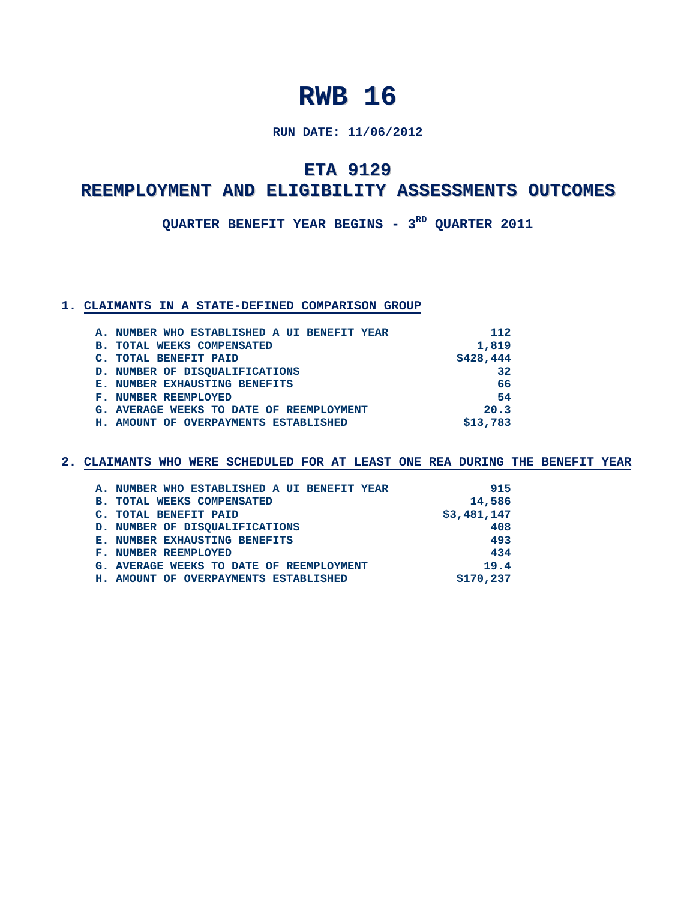# RWB 16

**RUN DATE: 11/06/2012**

## ETA 9129
## REEMPLOYMENT AND ELIGIBILITY ASSESSMENTS OUTCOMES

**QUARTER BENEFIT YEAR BEGINS - 3RD QUARTER 2011**

### 1. CLAIMANTS IN A STATE-DEFINED COMPARISON GROUP

| | |
|---|---|
| A. NUMBER WHO ESTABLISHED A UI BENEFIT YEAR | 112 |
| B. TOTAL WEEKS COMPENSATED | 1,819 |
| C. TOTAL BENEFIT PAID | $428,444 |
| D. NUMBER OF DISQUALIFICATIONS | 32 |
| E. NUMBER EXHAUSTING BENEFITS | 66 |
| F. NUMBER REEMPLOYED | 54 |
| G. AVERAGE WEEKS TO DATE OF REEMPLOYMENT | 20.3 |
| H. AMOUNT OF OVERPAYMENTS ESTABLISHED | $13,783 |

### 2. CLAIMANTS WHO WERE SCHEDULED FOR AT LEAST ONE REA DURING THE BENEFIT YEAR

| | |
|---|---|
| A. NUMBER WHO ESTABLISHED A UI BENEFIT YEAR | 915 |
| B. TOTAL WEEKS COMPENSATED | 14,586 |
| C. TOTAL BENEFIT PAID | $3,481,147 |
| D. NUMBER OF DISQUALIFICATIONS | 408 |
| E. NUMBER EXHAUSTING BENEFITS | 493 |
| F. NUMBER REEMPLOYED | 434 |
| G. AVERAGE WEEKS TO DATE OF REEMPLOYMENT | 19.4 |
| H. AMOUNT OF OVERPAYMENTS ESTABLISHED | $170,237 |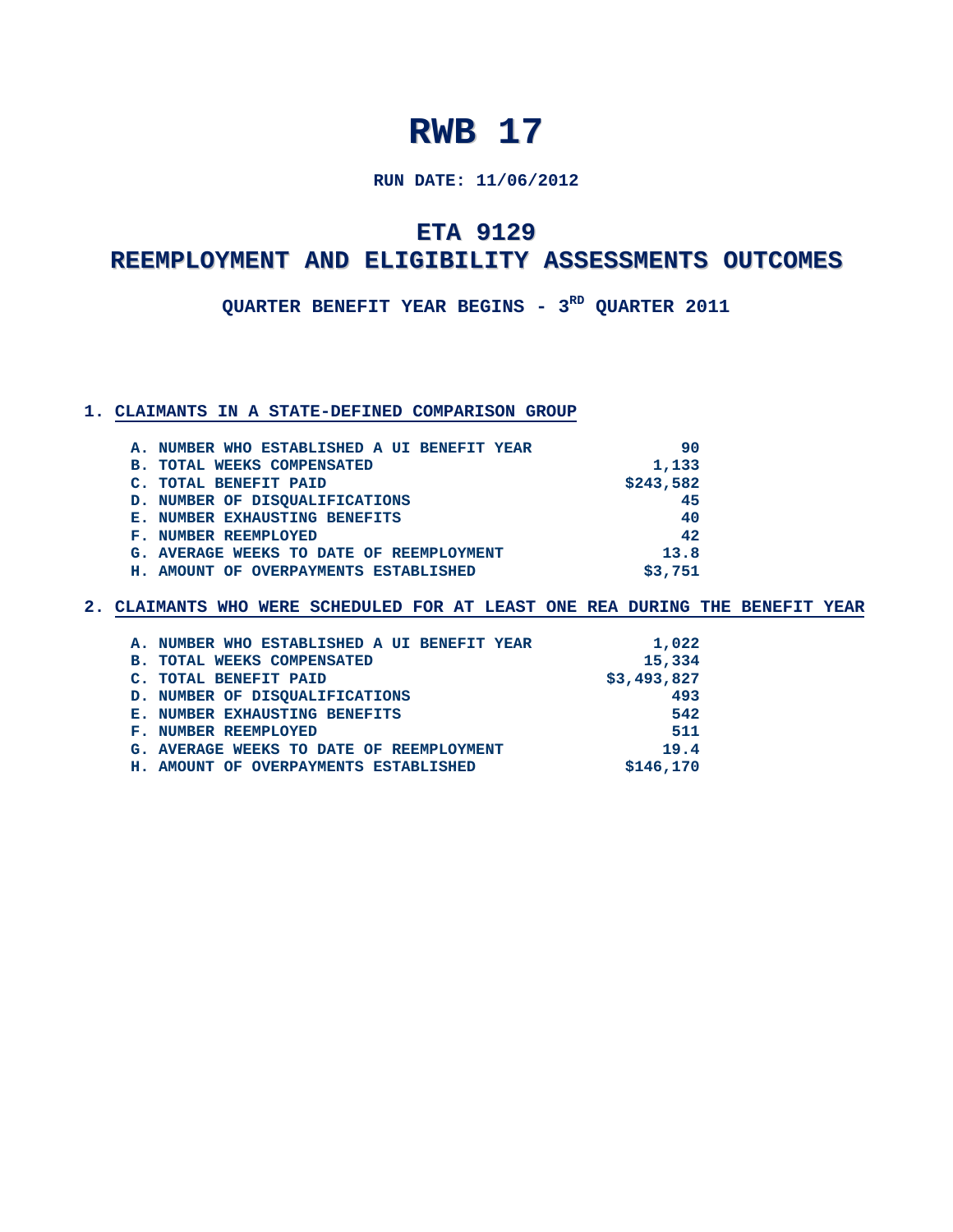# RWB 17

**RUN DATE: 11/06/2012**

## ETA 9129

## REEMPLOYMENT AND ELIGIBILITY ASSESSMENTS OUTCOMES

**QUARTER BENEFIT YEAR BEGINS - 3RD QUARTER 2011**

### 1. CLAIMANTS IN A STATE-DEFINED COMPARISON GROUP

| | |
|---|---|
| A. NUMBER WHO ESTABLISHED A UI BENEFIT YEAR | 90 |
| B. TOTAL WEEKS COMPENSATED | 1,133 |
| C. TOTAL BENEFIT PAID | $243,582 |
| D. NUMBER OF DISQUALIFICATIONS | 45 |
| E. NUMBER EXHAUSTING BENEFITS | 40 |
| F. NUMBER REEMPLOYED | 42 |
| G. AVERAGE WEEKS TO DATE OF REEMPLOYMENT | 13.8 |
| H. AMOUNT OF OVERPAYMENTS ESTABLISHED | $3,751 |

### 2. CLAIMANTS WHO WERE SCHEDULED FOR AT LEAST ONE REA DURING THE BENEFIT YEAR

| | |
|---|---|
| A. NUMBER WHO ESTABLISHED A UI BENEFIT YEAR | 1,022 |
| B. TOTAL WEEKS COMPENSATED | 15,334 |
| C. TOTAL BENEFIT PAID | $3,493,827 |
| D. NUMBER OF DISQUALIFICATIONS | 493 |
| E. NUMBER EXHAUSTING BENEFITS | 542 |
| F. NUMBER REEMPLOYED | 511 |
| G. AVERAGE WEEKS TO DATE OF REEMPLOYMENT | 19.4 |
| H. AMOUNT OF OVERPAYMENTS ESTABLISHED | $146,170 |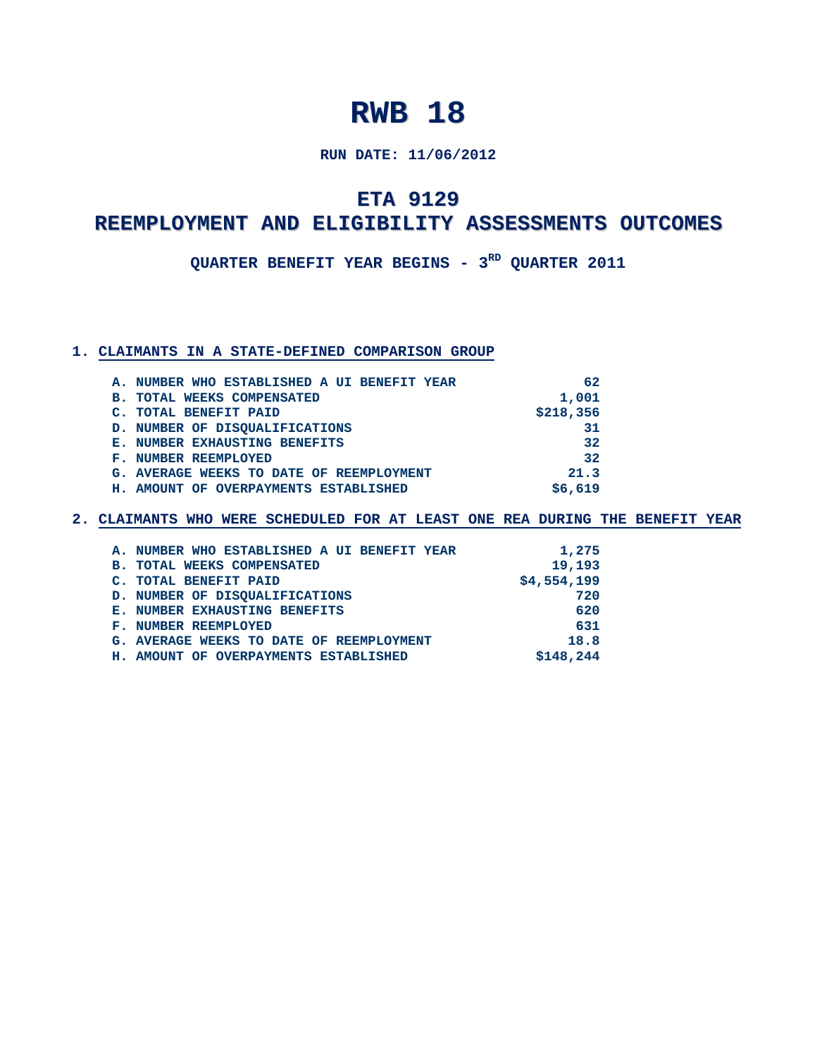# RWB 18

**RUN DATE: 11/06/2012**

## ETA 9129

## REEMPLOYMENT AND ELIGIBILITY ASSESSMENTS OUTCOMES

**QUARTER BENEFIT YEAR BEGINS - 3RD QUARTER 2011**

### 1. CLAIMANTS IN A STATE-DEFINED COMPARISON GROUP

| | |
|---|---|
| A. NUMBER WHO ESTABLISHED A UI BENEFIT YEAR | 62 |
| B. TOTAL WEEKS COMPENSATED | 1,001 |
| C. TOTAL BENEFIT PAID | $218,356 |
| D. NUMBER OF DISQUALIFICATIONS | 31 |
| E. NUMBER EXHAUSTING BENEFITS | 32 |
| F. NUMBER REEMPLOYED | 32 |
| G. AVERAGE WEEKS TO DATE OF REEMPLOYMENT | 21.3 |
| H. AMOUNT OF OVERPAYMENTS ESTABLISHED | $6,619 |

### 2. CLAIMANTS WHO WERE SCHEDULED FOR AT LEAST ONE REA DURING THE BENEFIT YEAR

| | |
|---|---|
| A. NUMBER WHO ESTABLISHED A UI BENEFIT YEAR | 1,275 |
| B. TOTAL WEEKS COMPENSATED | 19,193 |
| C. TOTAL BENEFIT PAID | $4,554,199 |
| D. NUMBER OF DISQUALIFICATIONS | 720 |
| E. NUMBER EXHAUSTING BENEFITS | 620 |
| F. NUMBER REEMPLOYED | 631 |
| G. AVERAGE WEEKS TO DATE OF REEMPLOYMENT | 18.8 |
| H. AMOUNT OF OVERPAYMENTS ESTABLISHED | $148,244 |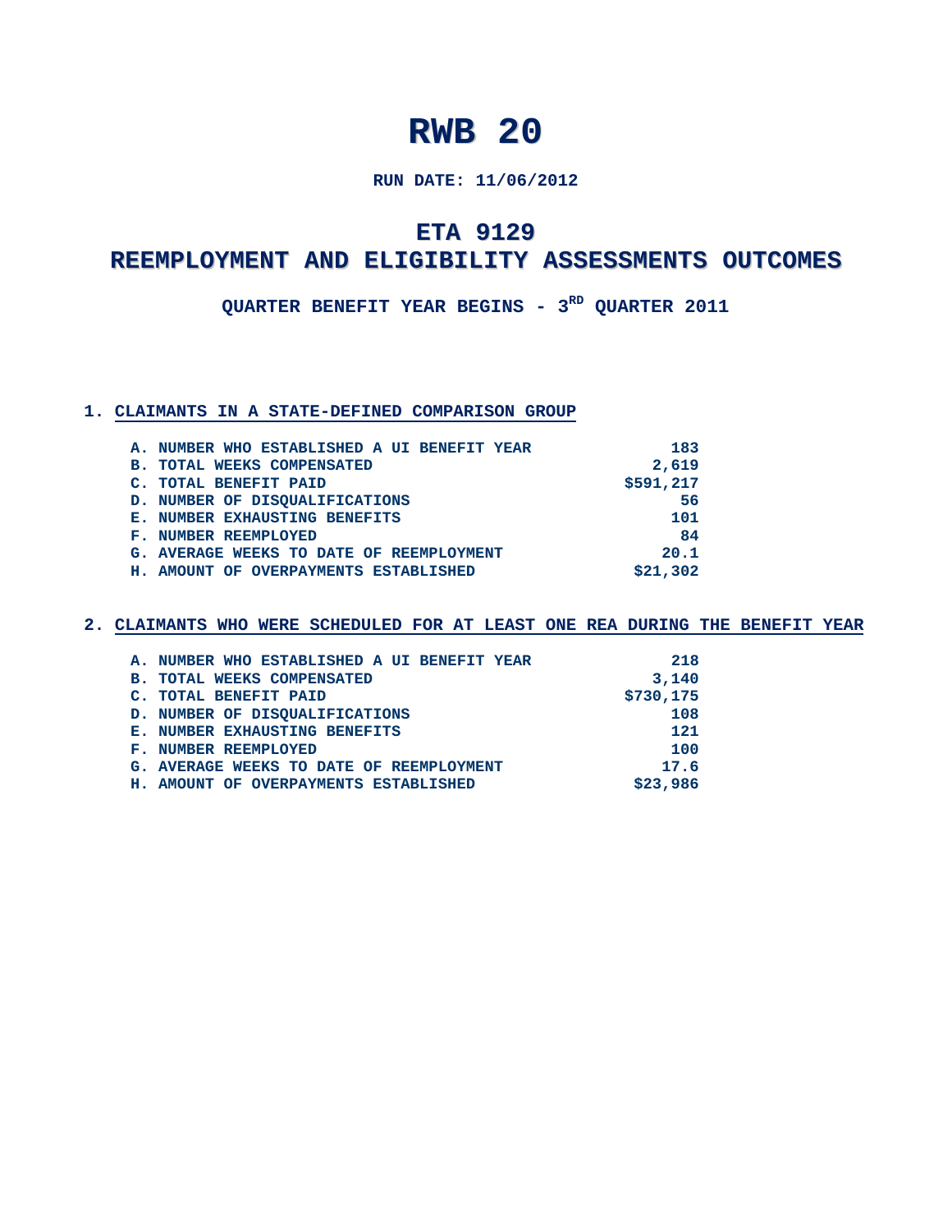# RWB 20

**RUN DATE: 11/06/2012**

## ETA 9129

## REEMPLOYMENT AND ELIGIBILITY ASSESSMENTS OUTCOMES

**QUARTER BENEFIT YEAR BEGINS - 3RD QUARTER 2011**

### 1. CLAIMANTS IN A STATE-DEFINED COMPARISON GROUP

| | |
|---|---|
| A. NUMBER WHO ESTABLISHED A UI BENEFIT YEAR | 183 |
| B. TOTAL WEEKS COMPENSATED | 2,619 |
| C. TOTAL BENEFIT PAID | $591,217 |
| D. NUMBER OF DISQUALIFICATIONS | 56 |
| E. NUMBER EXHAUSTING BENEFITS | 101 |
| F. NUMBER REEMPLOYED | 84 |
| G. AVERAGE WEEKS TO DATE OF REEMPLOYMENT | 20.1 |
| H. AMOUNT OF OVERPAYMENTS ESTABLISHED | $21,302 |

### 2. CLAIMANTS WHO WERE SCHEDULED FOR AT LEAST ONE REA DURING THE BENEFIT YEAR

| | |
|---|---|
| A. NUMBER WHO ESTABLISHED A UI BENEFIT YEAR | 218 |
| B. TOTAL WEEKS COMPENSATED | 3,140 |
| C. TOTAL BENEFIT PAID | $730,175 |
| D. NUMBER OF DISQUALIFICATIONS | 108 |
| E. NUMBER EXHAUSTING BENEFITS | 121 |
| F. NUMBER REEMPLOYED | 100 |
| G. AVERAGE WEEKS TO DATE OF REEMPLOYMENT | 17.6 |
| H. AMOUNT OF OVERPAYMENTS ESTABLISHED | $23,986 |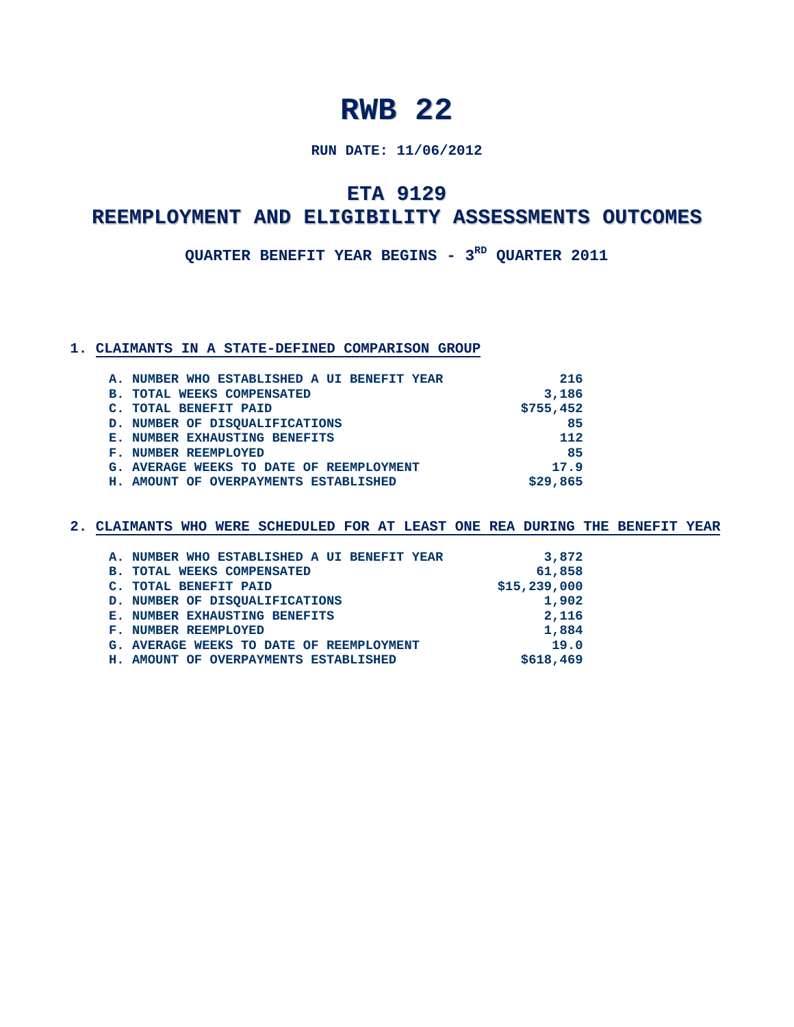# RWB 22

**RUN DATE: 11/06/2012**

## ETA 9129

## REEMPLOYMENT AND ELIGIBILITY ASSESSMENTS OUTCOMES

### QUARTER BENEFIT YEAR BEGINS - 3RD QUARTER 2011

**1. CLAIMANTS IN A STATE-DEFINED COMPARISON GROUP**

| | |
|---|---|
| A. NUMBER WHO ESTABLISHED A UI BENEFIT YEAR | 216 |
| B. TOTAL WEEKS COMPENSATED | 3,186 |
| C. TOTAL BENEFIT PAID | $755,452 |
| D. NUMBER OF DISQUALIFICATIONS | 85 |
| E. NUMBER EXHAUSTING BENEFITS | 112 |
| F. NUMBER REEMPLOYED | 85 |
| G. AVERAGE WEEKS TO DATE OF REEMPLOYMENT | 17.9 |
| H. AMOUNT OF OVERPAYMENTS ESTABLISHED | $29,865 |

**2. CLAIMANTS WHO WERE SCHEDULED FOR AT LEAST ONE REA DURING THE BENEFIT YEAR**

| | |
|---|---|
| A. NUMBER WHO ESTABLISHED A UI BENEFIT YEAR | 3,872 |
| B. TOTAL WEEKS COMPENSATED | 61,858 |
| C. TOTAL BENEFIT PAID | $15,239,000 |
| D. NUMBER OF DISQUALIFICATIONS | 1,902 |
| E. NUMBER EXHAUSTING BENEFITS | 2,116 |
| F. NUMBER REEMPLOYED | 1,884 |
| G. AVERAGE WEEKS TO DATE OF REEMPLOYMENT | 19.0 |
| H. AMOUNT OF OVERPAYMENTS ESTABLISHED | $618,469 |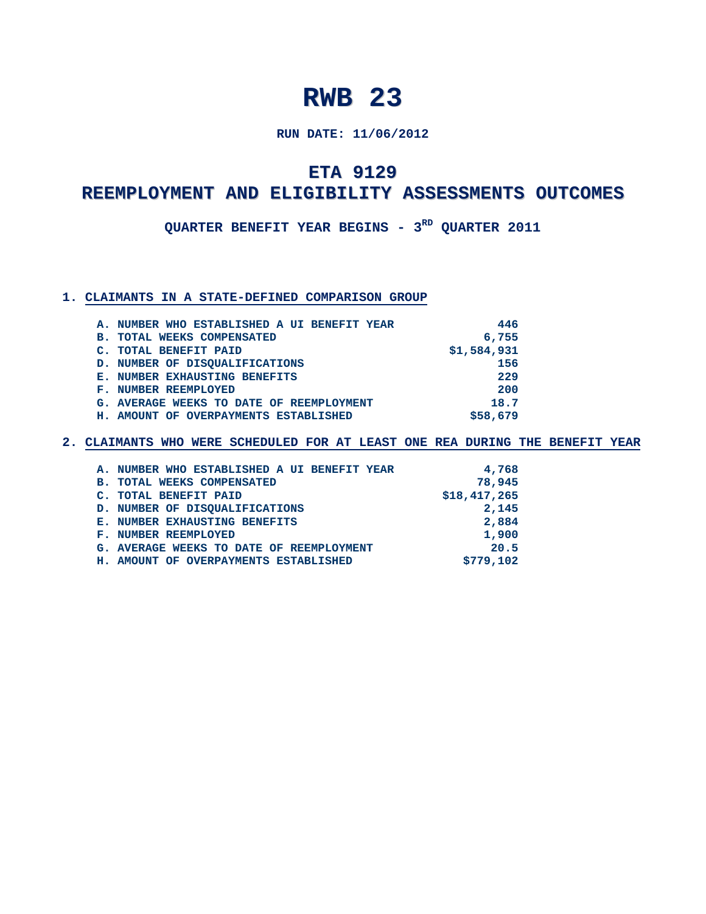# RWB 23

**RUN DATE: 11/06/2012**

## ETA 9129
## REEMPLOYMENT AND ELIGIBILITY ASSESSMENTS OUTCOMES

**QUARTER BENEFIT YEAR BEGINS - 3RD QUARTER 2011**

### 1. CLAIMANTS IN A STATE-DEFINED COMPARISON GROUP

| | |
|---|---|
| A. NUMBER WHO ESTABLISHED A UI BENEFIT YEAR | 446 |
| B. TOTAL WEEKS COMPENSATED | 6,755 |
| C. TOTAL BENEFIT PAID | $1,584,931 |
| D. NUMBER OF DISQUALIFICATIONS | 156 |
| E. NUMBER EXHAUSTING BENEFITS | 229 |
| F. NUMBER REEMPLOYED | 200 |
| G. AVERAGE WEEKS TO DATE OF REEMPLOYMENT | 18.7 |
| H. AMOUNT OF OVERPAYMENTS ESTABLISHED | $58,679 |

### 2. CLAIMANTS WHO WERE SCHEDULED FOR AT LEAST ONE REA DURING THE BENEFIT YEAR

| | |
|---|---|
| A. NUMBER WHO ESTABLISHED A UI BENEFIT YEAR | 4,768 |
| B. TOTAL WEEKS COMPENSATED | 78,945 |
| C. TOTAL BENEFIT PAID | $18,417,265 |
| D. NUMBER OF DISQUALIFICATIONS | 2,145 |
| E. NUMBER EXHAUSTING BENEFITS | 2,884 |
| F. NUMBER REEMPLOYED | 1,900 |
| G. AVERAGE WEEKS TO DATE OF REEMPLOYMENT | 20.5 |
| H. AMOUNT OF OVERPAYMENTS ESTABLISHED | $779,102 |